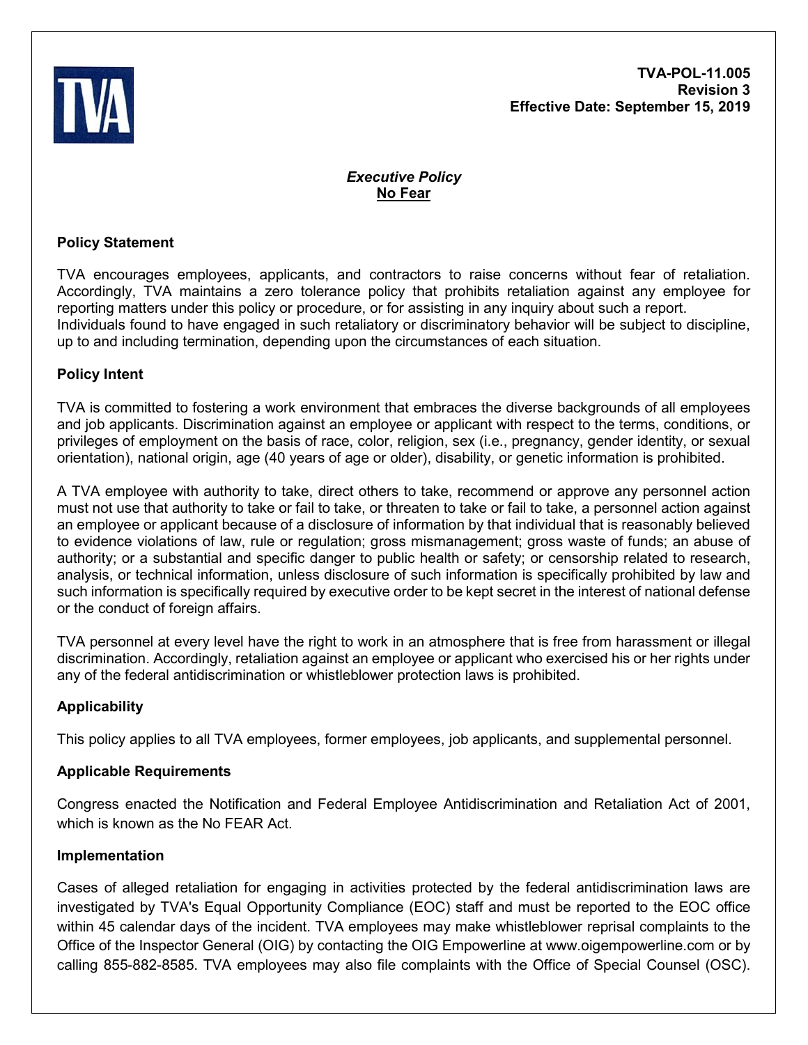**TVA-POL-11.005**
**Revision 3**
**Effective Date: September 15, 2019**

# *Executive Policy*
## No Fear

### Policy Statement

TVA encourages employees, applicants, and contractors to raise concerns without fear of retaliation. Accordingly, TVA maintains a zero tolerance policy that prohibits retaliation against any employee for reporting matters under this policy or procedure, or for assisting in any inquiry about such a report. Individuals found to have engaged in such retaliatory or discriminatory behavior will be subject to discipline, up to and including termination, depending upon the circumstances of each situation.

### Policy Intent

TVA is committed to fostering a work environment that embraces the diverse backgrounds of all employees and job applicants. Discrimination against an employee or applicant with respect to the terms, conditions, or privileges of employment on the basis of race, color, religion, sex (i.e., pregnancy, gender identity, or sexual orientation), national origin, age (40 years of age or older), disability, or genetic information is prohibited.

A TVA employee with authority to take, direct others to take, recommend or approve any personnel action must not use that authority to take or fail to take, or threaten to take or fail to take, a personnel action against an employee or applicant because of a disclosure of information by that individual that is reasonably believed to evidence violations of law, rule or regulation; gross mismanagement; gross waste of funds; an abuse of authority; or a substantial and specific danger to public health or safety; or censorship related to research, analysis, or technical information, unless disclosure of such information is specifically prohibited by law and such information is specifically required by executive order to be kept secret in the interest of national defense or the conduct of foreign affairs.

TVA personnel at every level have the right to work in an atmosphere that is free from harassment or illegal discrimination. Accordingly, retaliation against an employee or applicant who exercised his or her rights under any of the federal antidiscrimination or whistleblower protection laws is prohibited.

### Applicability

This policy applies to all TVA employees, former employees, job applicants, and supplemental personnel.

### Applicable Requirements

Congress enacted the Notification and Federal Employee Antidiscrimination and Retaliation Act of 2001, which is known as the No FEAR Act.

### Implementation

Cases of alleged retaliation for engaging in activities protected by the federal antidiscrimination laws are investigated by TVA's Equal Opportunity Compliance (EOC) staff and must be reported to the EOC office within 45 calendar days of the incident. TVA employees may make whistleblower reprisal complaints to the Office of the Inspector General (OIG) by contacting the OIG Empowerline at www.oigempowerline.com or by calling 855-882-8585. TVA employees may also file complaints with the Office of Special Counsel (OSC).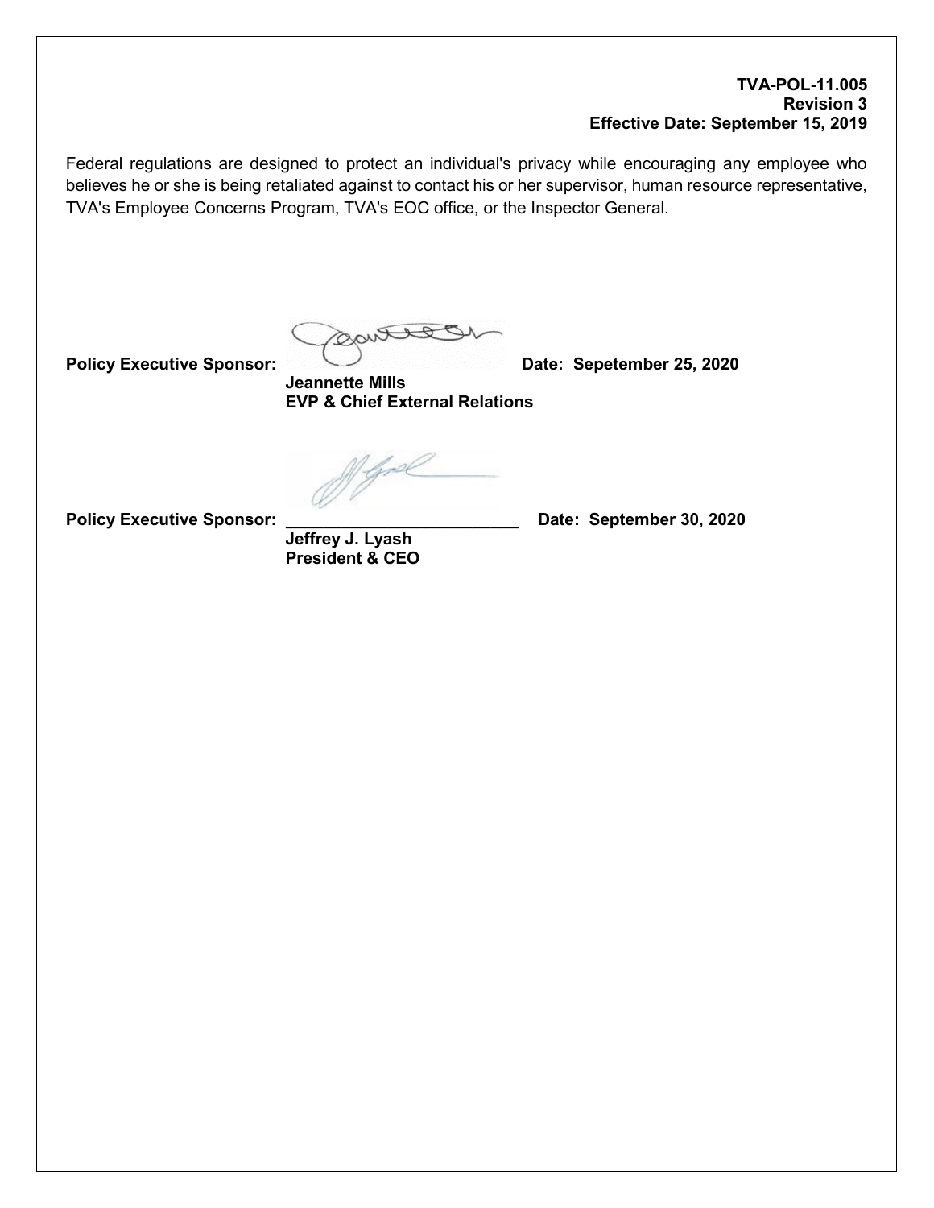**TVA-POL-11.005**
**Revision 3**
**Effective Date: September 15, 2019**

Federal regulations are designed to protect an individual's privacy while encouraging any employee who believes he or she is being retaliated against to contact his or her supervisor, human resource representative, TVA's Employee Concerns Program, TVA's EOC office, or the Inspector General.

**Policy Executive Sponsor:** **Date: Sepetember 25, 2020**
**Jeannette Mills**
**EVP & Chief External Relations**

**Policy Executive Sponsor: \_\_\_\_\_\_\_\_\_\_\_\_\_\_\_\_\_\_\_\_\_\_\_\_\_\_** **Date: September 30, 2020**
**Jeffrey J. Lyash**
**President & CEO**